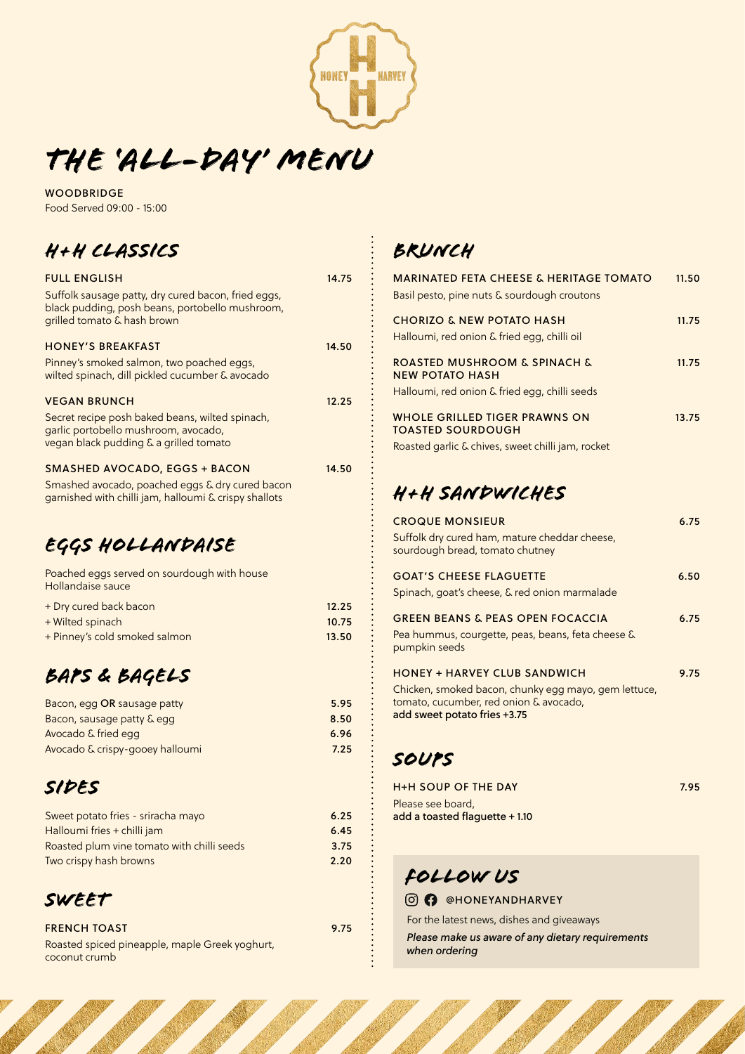# THE 'ALL-DAY' MENU

**WOODBRIDGE**
Food Served 09:00 - 15:00

## H+H CLASSICS

**FULL ENGLISH** — 14.75
Suffolk sausage patty, dry cured bacon, fried eggs, black pudding, posh beans, portobello mushroom, grilled tomato & hash brown

**HONEY'S BREAKFAST** — 14.50
Pinney's smoked salmon, two poached eggs, wilted spinach, dill pickled cucumber & avocado

**VEGAN BRUNCH** — 12.25
Secret recipe posh baked beans, wilted spinach, garlic portobello mushroom, avocado, vegan black pudding & a grilled tomato

**SMASHED AVOCADO, EGGS + BACON** — 14.50
Smashed avocado, poached eggs & dry cured bacon garnished with chilli jam, halloumi & crispy shallots

## EGGS HOLLANDAISE

Poached eggs served on sourdough with house Hollandaise sauce

| | |
|---|---|
| + Dry cured back bacon | 12.25 |
| + Wilted spinach | 10.75 |
| + Pinney's cold smoked salmon | 13.50 |

## BAPS & BAGELS

| | |
|---|---|
| Bacon, egg **OR** sausage patty | 5.95 |
| Bacon, sausage patty & egg | 8.50 |
| Avocado & fried egg | 6.96 |
| Avocado & crispy-gooey halloumi | 7.25 |

## SIDES

| | |
|---|---|
| Sweet potato fries - sriracha mayo | 6.25 |
| Halloumi fries + chilli jam | 6.45 |
| Roasted plum vine tomato with chilli seeds | 3.75 |
| Two crispy hash browns | 2.20 |

## SWEET

**FRENCH TOAST** — 9.75
Roasted spiced pineapple, maple Greek yoghurt, coconut crumb

## BRUNCH

**MARINATED FETA CHEESE & HERITAGE TOMATO** — 11.50
Basil pesto, pine nuts & sourdough croutons

**CHORIZO & NEW POTATO HASH** — 11.75
Halloumi, red onion & fried egg, chilli oil

**ROASTED MUSHROOM & SPINACH & NEW POTATO HASH** — 11.75
Halloumi, red onion & fried egg, chilli seeds

**WHOLE GRILLED TIGER PRAWNS ON TOASTED SOURDOUGH** — 13.75
Roasted garlic & chives, sweet chilli jam, rocket

## H+H SANDWICHES

**CROQUE MONSIEUR** — 6.75
Suffolk dry cured ham, mature cheddar cheese, sourdough bread, tomato chutney

**GOAT'S CHEESE FLAGUETTE** — 6.50
Spinach, goat's cheese, & red onion marmalade

**GREEN BEANS & PEAS OPEN FOCACCIA** — 6.75
Pea hummus, courgette, peas, beans, feta cheese & pumpkin seeds

**HONEY + HARVEY CLUB SANDWICH** — 9.75
Chicken, smoked bacon, chunky egg mayo, gem lettuce, tomato, cucumber, red onion & avocado,
**add sweet potato fries +3.75**

## SOUPS

**H+H SOUP OF THE DAY** — 7.95
Please see board,
**add a toasted flaguette + 1.10**

## FOLLOW US

**@HONEYANDHARVEY**

For the latest news, dishes and giveaways

*Please make us aware of any dietary requirements when ordering*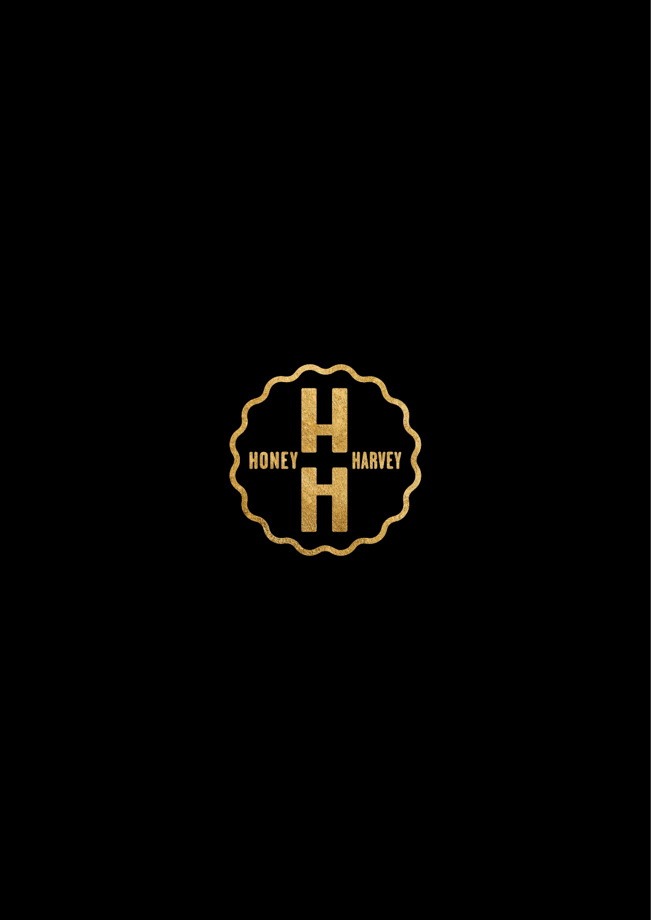HONEY H H HARVEY